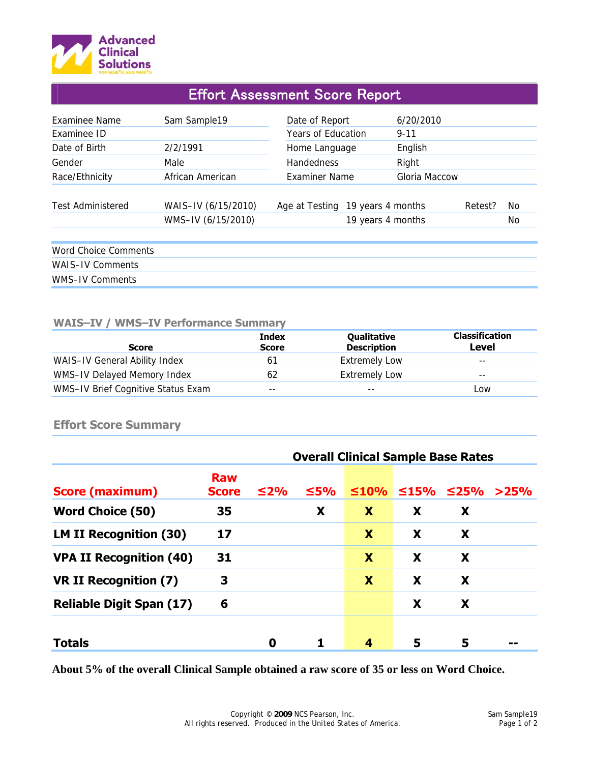Advanced Clinical Solutions
FOR WAIS-IV AND WMS-IV

# Effort Assessment Score Report

| Examinee Name | Sam Sample19 | Date of Report | 6/20/2010 |
|---|---|---|---|
| Examinee ID | | Years of Education | 9-11 |
| Date of Birth | 2/2/1991 | Home Language | English |
| Gender | Male | Handedness | Right |
| Race/Ethnicity | African American | Examiner Name | Gloria Maccow |

| Test Administered | | Age at Testing | Retest? |
|---|---|---|---|
| WAIS–IV (6/15/2010) | | 19 years 4 months | No |
| WMS–IV (6/15/2010) | | 19 years 4 months | No |

Word Choice Comments

WAIS–IV Comments

WMS–IV Comments

## WAIS–IV / WMS–IV Performance Summary

| Score | Index Score | Qualitative Description | Classification Level |
|---|---|---|---|
| WAIS–IV General Ability Index | 61 | Extremely Low | -- |
| WMS–IV Delayed Memory Index | 62 | Extremely Low | -- |
| WMS–IV Brief Cognitive Status Exam | -- | -- | Low |

## Effort Score Summary

| | | Overall Clinical Sample Base Rates | | | | | |
|---|---|---|---|---|---|---|---|
| **Score (maximum)** | **Raw Score** | **≤2%** | **≤5%** | **≤10%** | **≤15%** | **≤25%** | **>25%** |
| **Word Choice (50)** | **35** | | **X** | **X** | **X** | **X** | |
| **LM II Recognition (30)** | **17** | | | **X** | **X** | **X** | |
| **VPA II Recognition (40)** | **31** | | | **X** | **X** | **X** | |
| **VR II Recognition (7)** | **3** | | | **X** | **X** | **X** | |
| **Reliable Digit Span (17)** | **6** | | | | **X** | **X** | |
| **Totals** | | **0** | **1** | **4** | **5** | **5** | **--** |

**About 5% of the overall Clinical Sample obtained a raw score of 35 or less on Word Choice.**

Copyright © **2009** NCS Pearson, Inc.
All rights reserved. Produced in the United States of America.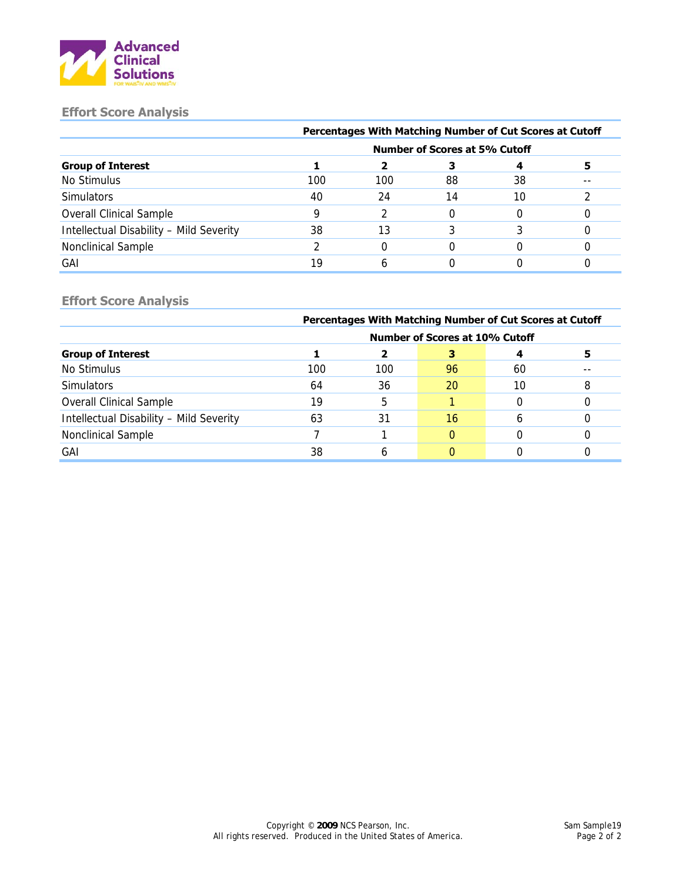## Effort Score Analysis

| | Percentages With Matching Number of Cut Scores at Cutoff | | | | |
|---|---|---|---|---|---|
| | Number of Scores at 5% Cutoff | | | | |
| **Group of Interest** | **1** | **2** | **3** | **4** | **5** |
| No Stimulus | 100 | 100 | 88 | 38 | -- |
| Simulators | 40 | 24 | 14 | 10 | 2 |
| Overall Clinical Sample | 9 | 2 | 0 | 0 | 0 |
| Intellectual Disability – Mild Severity | 38 | 13 | 3 | 3 | 0 |
| Nonclinical Sample | 2 | 0 | 0 | 0 | 0 |
| GAI | 19 | 6 | 0 | 0 | 0 |

## Effort Score Analysis

| | Percentages With Matching Number of Cut Scores at Cutoff | | | | |
|---|---|---|---|---|---|
| | Number of Scores at 10% Cutoff | | | | |
| **Group of Interest** | **1** | **2** | **3** | **4** | **5** |
| No Stimulus | 100 | 100 | 96 | 60 | -- |
| Simulators | 64 | 36 | 20 | 10 | 8 |
| Overall Clinical Sample | 19 | 5 | 1 | 0 | 0 |
| Intellectual Disability – Mild Severity | 63 | 31 | 16 | 6 | 0 |
| Nonclinical Sample | 7 | 1 | 0 | 0 | 0 |
| GAI | 38 | 6 | 0 | 0 | 0 |

Copyright © **2009** NCS Pearson, Inc.
All rights reserved. Produced in the United States of America.

Sam Sample19